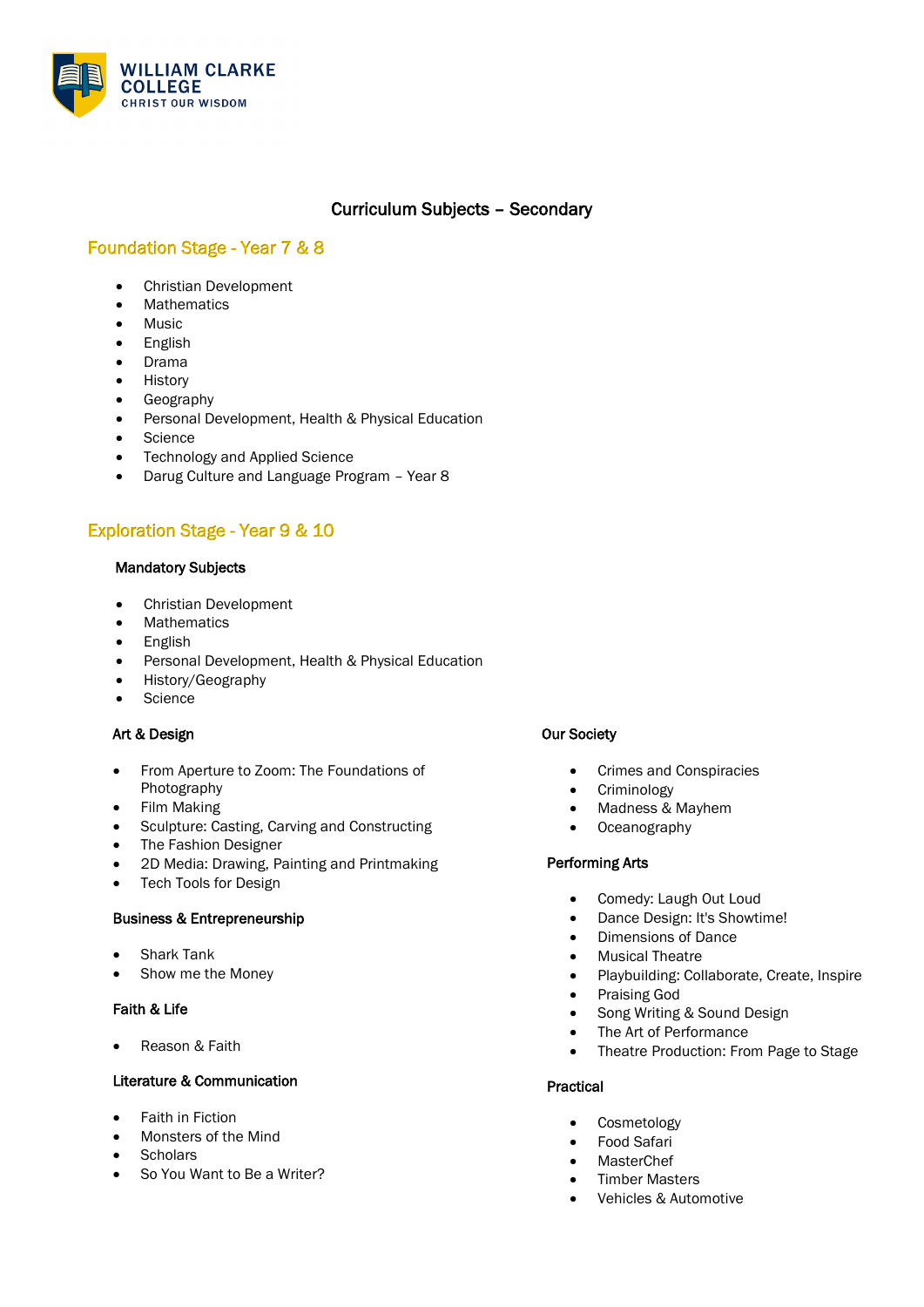WILLIAM CLARKE COLLEGE
CHRIST OUR WISDOM

# Curriculum Subjects – Secondary

## Foundation Stage - Year 7 & 8

- Christian Development
- Mathematics
- Music
- English
- Drama
- History
- Geography
- Personal Development, Health & Physical Education
- Science
- Technology and Applied Science
- Darug Culture and Language Program – Year 8

## Exploration Stage - Year 9 & 10

### Mandatory Subjects

- Christian Development
- Mathematics
- English
- Personal Development, Health & Physical Education
- History/Geography
- Science

### Art & Design

- From Aperture to Zoom: The Foundations of Photography
- Film Making
- Sculpture: Casting, Carving and Constructing
- The Fashion Designer
- 2D Media: Drawing, Painting and Printmaking
- Tech Tools for Design

### Business & Entrepreneurship

- Shark Tank
- Show me the Money

### Faith & Life

- Reason & Faith

### Literature & Communication

- Faith in Fiction
- Monsters of the Mind
- Scholars
- So You Want to Be a Writer?

### Our Society

- Crimes and Conspiracies
- Criminology
- Madness & Mayhem
- Oceanography

### Performing Arts

- Comedy: Laugh Out Loud
- Dance Design: It's Showtime!
- Dimensions of Dance
- Musical Theatre
- Playbuilding: Collaborate, Create, Inspire
- Praising God
- Song Writing & Sound Design
- The Art of Performance
- Theatre Production: From Page to Stage

### Practical

- Cosmetology
- Food Safari
- MasterChef
- Timber Masters
- Vehicles & Automotive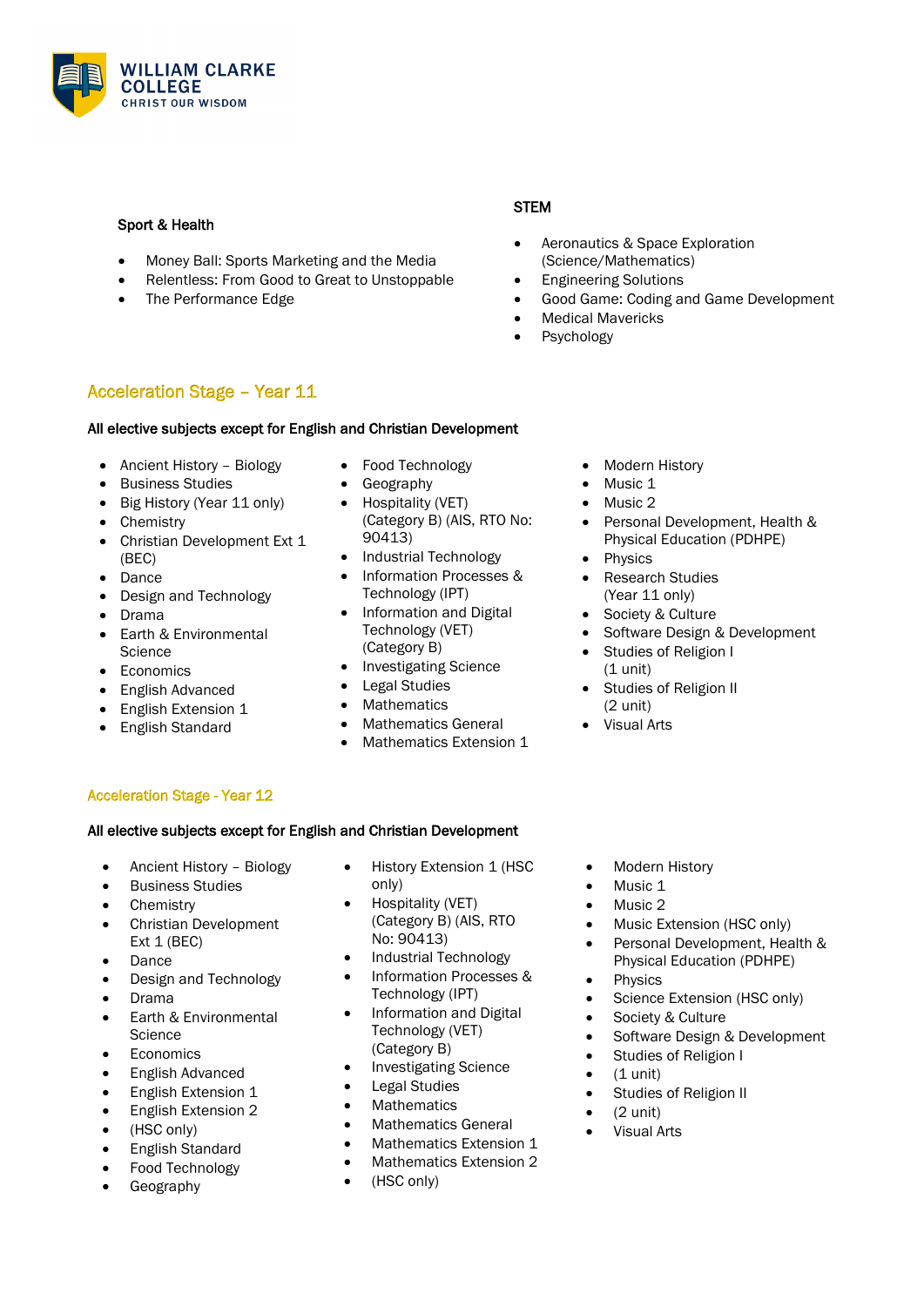### Sport & Health

- Money Ball: Sports Marketing and the Media
- Relentless: From Good to Great to Unstoppable
- The Performance Edge

### STEM

- Aeronautics & Space Exploration (Science/Mathematics)
- Engineering Solutions
- Good Game: Coding and Game Development
- Medical Mavericks
- Psychology

## Acceleration Stage – Year 11

**All elective subjects except for English and Christian Development**

- Ancient History – Biology
- Business Studies
- Big History (Year 11 only)
- Chemistry
- Christian Development Ext 1 (BEC)
- Dance
- Design and Technology
- Drama
- Earth & Environmental Science
- Economics
- English Advanced
- English Extension 1
- English Standard
- Food Technology
- Geography
- Hospitality (VET) (Category B) (AIS, RTO No: 90413)
- Industrial Technology
- Information Processes & Technology (IPT)
- Information and Digital Technology (VET) (Category B)
- Investigating Science
- Legal Studies
- Mathematics
- Mathematics General
- Mathematics Extension 1
- Modern History
- Music 1
- Music 2
- Personal Development, Health & Physical Education (PDHPE)
- Physics
- Research Studies (Year 11 only)
- Society & Culture
- Software Design & Development
- Studies of Religion I (1 unit)
- Studies of Religion II (2 unit)
- Visual Arts

## Acceleration Stage - Year 12

**All elective subjects except for English and Christian Development**

- Ancient History – Biology
- Business Studies
- Chemistry
- Christian Development Ext 1 (BEC)
- Dance
- Design and Technology
- Drama
- Earth & Environmental Science
- Economics
- English Advanced
- English Extension 1
- English Extension 2
- (HSC only)
- English Standard
- Food Technology
- Geography
- History Extension 1 (HSC only)
- Hospitality (VET) (Category B) (AIS, RTO No: 90413)
- Industrial Technology
- Information Processes & Technology (IPT)
- Information and Digital Technology (VET) (Category B)
- Investigating Science
- Legal Studies
- Mathematics
- Mathematics General
- Mathematics Extension 1
- Mathematics Extension 2
- (HSC only)
- Modern History
- Music 1
- Music 2
- Music Extension (HSC only)
- Personal Development, Health & Physical Education (PDHPE)
- Physics
- Science Extension (HSC only)
- Society & Culture
- Software Design & Development
- Studies of Religion I
- (1 unit)
- Studies of Religion II
- (2 unit)
- Visual Arts